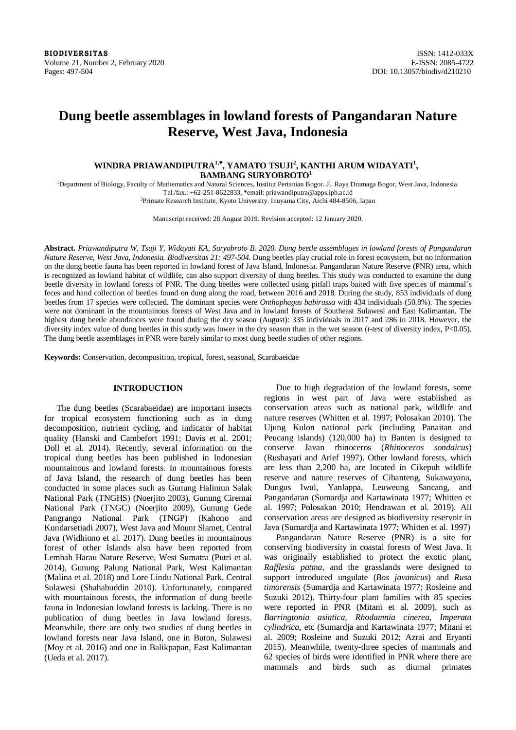# Dung beetle assemblages in lowland forests of Pangandaran Nature Reserve, West Java, Indonesia

**WINDRA PRIAWANDIPUTRA[1,♥], YAMATO TSUJI[2], KANTHI ARUM WIDAYATI[1], BAMBANG SURYOBROTO[1]**

[1]Department of Biology, Faculty of Mathematics and Natural Sciences, Institut Pertanian Bogor. Jl. Raya Dramaga Bogor, West Java, Indonesia. Tel./fax.: +62-251-8622833, ♥email: priawandiputra@apps.ipb.ac.id

[2]Primate Research Institute, Kyoto University. Inuyama City, Aichi 484-8506, Japan

Manuscript received: 28 August 2019. Revision accepted: 12 January 2020.

**Abstract.** *Priawandiputra W, Tsuji Y, Widayati KA, Suryobroto B. 2020. Dung beetle assemblages in lowland forests of Pangandaran Nature Reserve, West Java, Indonesia. Biodiversitas 21: 497-504.* Dung beetles play crucial role in forest ecosystem, but no information on the dung beetle fauna has been reported in lowland forest of Java Island, Indonesia. Pangandaran Nature Reserve (PNR) area, which is recognized as lowland habitat of wildlife, can also support diversity of dung beetles. This study was conducted to examine the dung beetle diversity in lowland forests of PNR. The dung beetles were collected using pitfall traps baited with five species of mammal's feces and hand collection of beetles found on dung along the road, between 2016 and 2018. During the study, 853 individuals of dung beetles from 17 species were collected. The dominant species were *Onthophagus babirussa* with 434 individuals (50.8%). The species were not dominant in the mountainous forests of West Java and in lowland forests of Southeast Sulawesi and East Kalimantan. The highest dung beetle abundances were found during the dry season (August): 335 individuals in 2017 and 286 in 2018. However, the diversity index value of dung beetles in this study was lower in the dry season than in the wet season (*t-test* of diversity index, $P<0.05$). The dung beetle assemblages in PNR were barely similar to most dung beetle studies of other regions.

**Keywords:** Conservation, decomposition, tropical, forest, seasonal, Scarabaeidae

## INTRODUCTION

The dung beetles (Scarabaeidae) are important insects for tropical ecosystem functioning such as in dung decomposition, nutrient cycling, and indicator of habitat quality (Hanski and Cambefort 1991; Davis et al. 2001; Doll et al. 2014). Recently, several information on the tropical dung beetles has been published in Indonesian mountainous and lowland forests. In mountainous forests of Java Island, the research of dung beetles has been conducted in some places such as Gunung Halimun Salak National Park (TNGHS) (Noerjito 2003), Gunung Ciremai National Park (TNGC) (Noerjito 2009), Gunung Gede Pangrango National Park (TNGP) (Kahono and Kundarsetiadi 2007), West Java and Mount Slamet, Central Java (Widhiono et al. 2017). Dung beetles in mountainous forest of other Islands also have been reported from Lembah Harau Nature Reserve, West Sumatra (Putri et al. 2014), Gunung Palung National Park, West Kalimantan (Malina et al. 2018) and Lore Lindu National Park, Central Sulawesi (Shahabuddin 2010). Unfortunately, compared with mountainous forests, the information of dung beetle fauna in Indonesian lowland forests is lacking. There is no publication of dung beetles in Java lowland forests. Meanwhile, there are only two studies of dung beetles in lowland forests near Java Island, one in Buton, Sulawesi (Moy et al. 2016) and one in Balikpapan, East Kalimantan (Ueda et al. 2017).

Due to high degradation of the lowland forests, some regions in west part of Java were established as conservation areas such as national park, wildlife and nature reserves (Whitten et al. 1997; Polosakan 2010). The Ujung Kulon national park (including Panaitan and Peucang islands) (120,000 ha) in Banten is designed to conserve Javan rhinoceros (*Rhinoceros sondaicus*) (Rushayati and Arief 1997). Other lowland forests, which are less than 2,200 ha, are located in Cikepuh wildlife reserve and nature reserves of Cibanteng, Sukawayana, Dungus Iwul, Yanlappa, Leuweung Sancang, and Pangandaran (Sumardja and Kartawinata 1977; Whitten et al. 1997; Polosakan 2010; Hendrawan et al. 2019). All conservation areas are designed as biodiversity reservoir in Java (Sumardja and Kartawinata 1977; Whitten et al. 1997)

Pangandaran Nature Reserve (PNR) is a site for conserving biodiversity in coastal forests of West Java. It was originally established to protect the exotic plant, *Rafflesia patma*, and the grasslands were designed to support introduced ungulate (*Bos javanicus*) and *Rusa timorensis* (Sumardja and Kartawinata 1977; Rosleine and Suzuki 2012). Thirty-four plant families with 85 species were reported in PNR (Mitani et al. 2009), such as *Barringtonia asiatica*, *Rhodamnia cinerea*, *Imperata cylindrica*, etc (Sumardja and Kartawinata 1977; Mitani et al. 2009; Rosleine and Suzuki 2012; Azrai and Eryanti 2015). Meanwhile, twenty-three species of mammals and 62 species of birds were identified in PNR where there are mammals and birds such as diurnal primates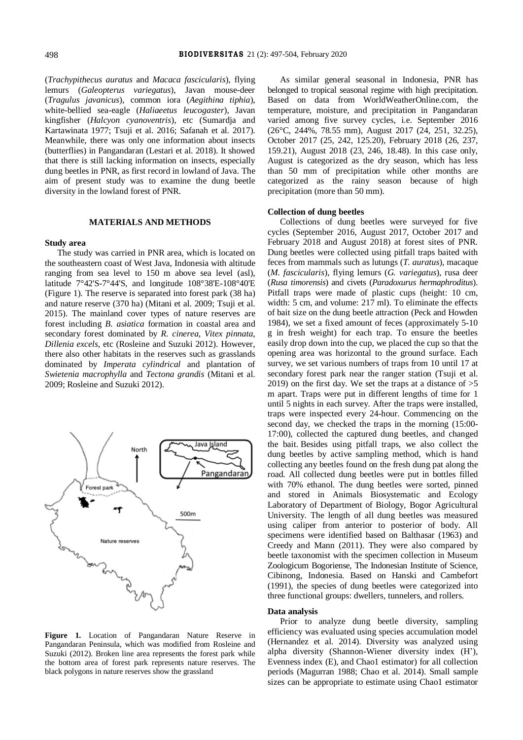(*Trachypithecus auratus* and *Macaca fascicularis*), flying lemurs (*Galeopterus variegatus*), Javan mouse-deer (*Tragulus javanicus*), common iora (*Aegithina tiphia*), white-bellied sea-eagle (*Haliaeetus leucogaster*), Javan kingfisher (*Halcyon cyanoventris*), etc (Sumardja and Kartawinata 1977; Tsuji et al. 2016; Safanah et al. 2017). Meanwhile, there was only one information about insects (butterflies) in Pangandaran (Lestari et al. 2018). It showed that there is still lacking information on insects, especially dung beetles in PNR, as first record in lowland of Java. The aim of present study was to examine the dung beetle diversity in the lowland forest of PNR.

## MATERIALS AND METHODS

### Study area

The study was carried in PNR area, which is located on the southeastern coast of West Java, Indonesia with altitude ranging from sea level to 150 m above sea level (asl), latitude 7°42'S-7°44'S, and longitude 108°38'E-108°40'E (Figure 1). The reserve is separated into forest park (38 ha) and nature reserve (370 ha) (Mitani et al. 2009; Tsuji et al. 2015). The mainland cover types of nature reserves are forest including *B. asiatica* formation in coastal area and secondary forest dominated by *R. cinerea*, *Vitex pinnata*, *Dillenia excels*, etc (Rosleine and Suzuki 2012). However, there also other habitats in the reserves such as grasslands dominated by *Imperata cylindrical* and plantation of *Swietenia macrophylla* and *Tectona grandis* (Mitani et al. 2009; Rosleine and Suzuki 2012).

**Figure 1.** Location of Pangandaran Nature Reserve in Pangandaran Peninsula, which was modified from Rosleine and Suzuki (2012). Broken line area represents the forest park while the bottom area of forest park represents nature reserves. The black polygons in nature reserves show the grassland

As similar general seasonal in Indonesia, PNR has belonged to tropical seasonal regime with high precipitation. Based on data from WorldWeatherOnline.com, the temperature, moisture, and precipitation in Pangandaran varied among five survey cycles, i.e. September 2016 (26°C, 244%, 78.55 mm), August 2017 (24, 251, 32.25), October 2017 (25, 242, 125.20), February 2018 (26, 237, 159.21), August 2018 (23, 246, 18.48). In this case only, August is categorized as the dry season, which has less than 50 mm of precipitation while other months are categorized as the rainy season because of high precipitation (more than 50 mm).

### Collection of dung beetles

Collections of dung beetles were surveyed for five cycles (September 2016, August 2017, October 2017 and February 2018 and August 2018) at forest sites of PNR. Dung beetles were collected using pitfall traps baited with feces from mammals such as lutungs (*T. auratus*), macaque (*M. fascicularis*), flying lemurs (*G. variegatus*), rusa deer (*Rusa timorensis*) and civets (*Paradoxurus hermaphroditus*). Pitfall traps were made of plastic cups (height: 10 cm, width: 5 cm, and volume: 217 ml). To eliminate the effects of bait size on the dung beetle attraction (Peck and Howden 1984), we set a fixed amount of feces (approximately 5-10 g in fresh weight) for each trap. To ensure the beetles easily drop down into the cup, we placed the cup so that the opening area was horizontal to the ground surface. Each survey, we set various numbers of traps from 10 until 17 at secondary forest park near the ranger station (Tsuji et al. 2019) on the first day. We set the traps at a distance of >5 m apart. Traps were put in different lengths of time for 1 until 5 nights in each survey. After the traps were installed, traps were inspected every 24-hour. Commencing on the second day, we checked the traps in the morning (15:00-17:00), collected the captured dung beetles, and changed the bait. Besides using pitfall traps, we also collect the dung beetles by active sampling method, which is hand collecting any beetles found on the fresh dung pat along the road. All collected dung beetles were put in bottles filled with 70% ethanol. The dung beetles were sorted, pinned and stored in Animals Biosystematic and Ecology Laboratory of Department of Biology, Bogor Agricultural University. The length of all dung beetles was measured using caliper from anterior to posterior of body. All specimens were identified based on Balthasar (1963) and Creedy and Mann (2011). They were also compared by beetle taxonomist with the specimen collection in Museum Zoologicum Bogoriense, The Indonesian Institute of Science, Cibinong, Indonesia. Based on Hanski and Cambefort (1991), the species of dung beetles were categorized into three functional groups: dwellers, tunnelers, and rollers.

### Data analysis

Prior to analyze dung beetle diversity, sampling efficiency was evaluated using species accumulation model (Hernandez et al. 2014). Diversity was analyzed using alpha diversity (Shannon-Wiener diversity index (H'), Evenness index (E), and Chao1 estimator) for all collection periods (Magurran 1988; Chao et al. 2014). Small sample sizes can be appropriate to estimate using Chao1 estimator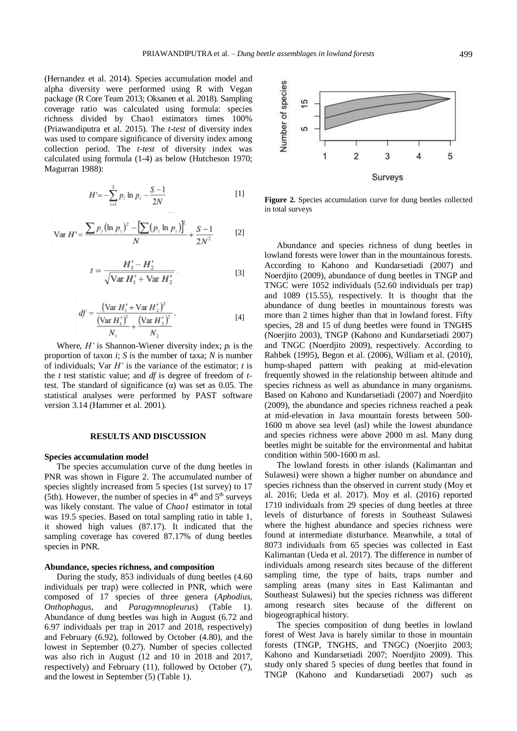(Hernandez et al. 2014). Species accumulation model and alpha diversity were performed using R with Vegan package (R Core Team 2013; Oksanen et al. 2018). Sampling coverage ratio was calculated using formula: species richness divided by Chao1 estimators times 100% (Priawandiputra et al. 2015). The *t-test* of diversity index was used to compare significance of diversity index among collection period. The *t-test* of diversity index was calculated using formula (1-4) as below (Hutcheson 1970; Magurran 1988):

$$H' = -\sum_{i=1}^{S} p_i \ln p_i - \frac{S-1}{2N} \quad [1]$$

$$\mathrm{Var}\,H' = \frac{\sum p_i (\ln p_i)^2 - \left[\sum (p_i \ln p_i)\right]^2}{N} + \frac{S-1}{2N^2} \quad [2]$$

$$t = \frac{H_1' - H_2'}{\sqrt{\mathrm{Var}\,H_1' + \mathrm{Var}\,H_2'}} \quad [3]$$

$$df = \frac{\left(\mathrm{Var}\,H_1' + \mathrm{Var}\,H_2'\right)^2}{\dfrac{\left(\mathrm{Var}\,H_1'\right)^2}{N_1} + \dfrac{\left(\mathrm{Var}\,H_2'\right)^2}{N_2}} \quad [4]$$

Where, $H'$ is Shannon-Wiener diversity index; $p_i$ is the proportion of taxon $i$; $S$ is the number of taxa; $N$ is number of individuals; Var $H'$ is the variance of the estimator; $t$ is the $t$ test statistic value; and $df$ is degree of freedom of $t$-test. The standard of significance ($\alpha$) was set as 0.05. The statistical analyses were performed by PAST software version 3.14 (Hammer et al. 2001).

## RESULTS AND DISCUSSION

### Species accumulation model

The species accumulation curve of the dung beetles in PNR was shown in Figure 2. The accumulated number of species slightly increased from 5 species (1st survey) to 17 (5th). However, the number of species in 4th and 5th surveys was likely constant. The value of *Chao1* estimator in total was 19.5 species. Based on total sampling ratio in table 1, it showed high values (87.17). It indicated that the sampling coverage has covered 87.17% of dung beetles species in PNR.

### Abundance, species richness, and composition

During the study, 853 individuals of dung beetles (4.60 individuals per trap) were collected in PNR, which were composed of 17 species of three genera (*Aphodius*, *Onthophagus*, and *Paragymnopleurus*) (Table 1). Abundance of dung beetles was high in August (6.72 and 6.97 individuals per trap in 2017 and 2018, respectively) and February (6.92), followed by October (4.80), and the lowest in September (0.27). Number of species collected was also rich in August (12 and 10 in 2018 and 2017, respectively) and February (11), followed by October (7), and the lowest in September (5) (Table 1).

**Figure 2.** Species accumulation curve for dung beetles collected in total surveys

Abundance and species richness of dung beetles in lowland forests were lower than in the mountainous forests. According to Kahono and Kundarsetiadi (2007) and Noerdjito (2009), abundance of dung beetles in TNGP and TNGC were 1052 individuals (52.60 individuals per trap) and 1089 (15.55), respectively. It is thought that the abundance of dung beetles in mountainous forests was more than 2 times higher than that in lowland forest. Fifty species, 28 and 15 of dung beetles were found in TNGHS (Noerjito 2003), TNGP (Kahono and Kundarsetiadi 2007) and TNGC (Noerdjito 2009), respectively. According to Rahbek (1995), Begon et al. (2006), William et al. (2010), hump-shaped pattern with peaking at mid-elevation frequently showed in the relationship between altitude and species richness as well as abundance in many organisms. Based on Kahono and Kundarsetiadi (2007) and Noerdjito (2009), the abundance and species richness reached a peak at mid-elevation in Java mountain forests between 500-1600 m above sea level (asl) while the lowest abundance and species richness were above 2000 m asl. Many dung beetles might be suitable for the environmental and habitat condition within 500-1600 m asl.

The lowland forests in other islands (Kalimantan and Sulawesi) were shown a higher number on abundance and species richness than the observed in current study (Moy et al. 2016; Ueda et al. 2017). Moy et al. (2016) reported 1710 individuals from 29 species of dung beetles at three levels of disturbance of forests in Southeast Sulawesi where the highest abundance and species richness were found at intermediate disturbance. Meanwhile, a total of 8073 individuals from 65 species was collected in East Kalimantan (Ueda et al. 2017). The difference in number of individuals among research sites because of the different sampling time, the type of baits, traps number and sampling areas (many sites in East Kalimantan and Southeast Sulawesi) but the species richness was different among research sites because of the different on biogeographical history.

The species composition of dung beetles in lowland forest of West Java is barely similar to those in mountain forests (TNGP, TNGHS, and TNGC) (Noerjito 2003; Kahono and Kundarsetiadi 2007; Noerdjito 2009). This study only shared 5 species of dung beetles that found in TNGP (Kahono and Kundarsetiadi 2007) such as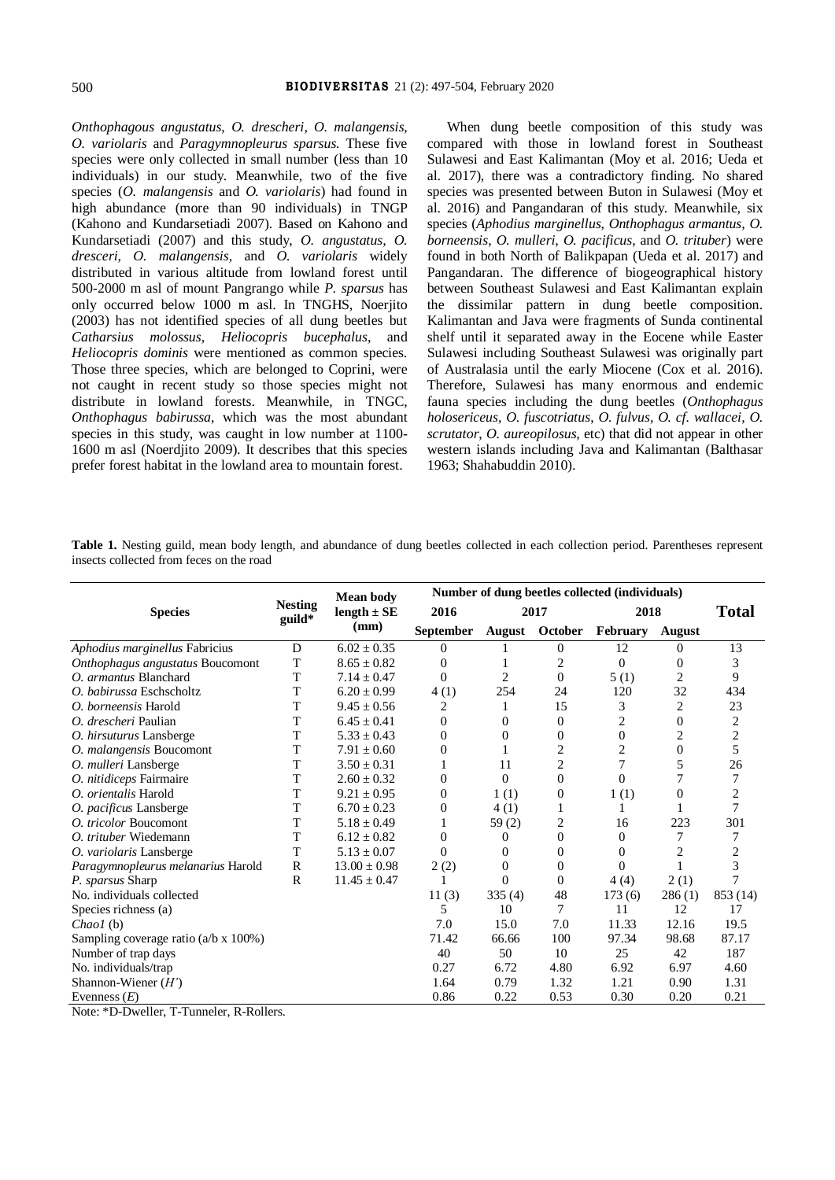*Onthophagous angustatus*, *O. drescheri*, *O. malangensis*, *O. variolaris* and *Paragymnopleurus sparsus.* These five species were only collected in small number (less than 10 individuals) in our study. Meanwhile, two of the five species (*O. malangensis* and *O. variolaris*) had found in high abundance (more than 90 individuals) in TNGP (Kahono and Kundarsetiadi 2007). Based on Kahono and Kundarsetiadi (2007) and this study, *O. angustatus*, *O. dresceri*, *O. malangensis*, and *O. variolaris* widely distributed in various altitude from lowland forest until 500-2000 m asl of mount Pangrango while *P. sparsus* has only occurred below 1000 m asl. In TNGHS, Noerjito (2003) has not identified species of all dung beetles but *Catharsius molossus*, *Heliocopris bucephalus*, and *Heliocopris dominis* were mentioned as common species. Those three species, which are belonged to Coprini, were not caught in recent study so those species might not distribute in lowland forests. Meanwhile, in TNGC, *Onthophagus babirussa*, which was the most abundant species in this study, was caught in low number at 1100-1600 m asl (Noerdjito 2009). It describes that this species prefer forest habitat in the lowland area to mountain forest.

When dung beetle composition of this study was compared with those in lowland forest in Southeast Sulawesi and East Kalimantan (Moy et al. 2016; Ueda et al. 2017), there was a contradictory finding. No shared species was presented between Buton in Sulawesi (Moy et al. 2016) and Pangandaran of this study. Meanwhile, six species (*Aphodius marginellus*, *Onthophagus armantus*, *O. borneensis*, *O. mulleri*, *O. pacificus*, and *O. trituber*) were found in both North of Balikpapan (Ueda et al. 2017) and Pangandaran. The difference of biogeographical history between Southeast Sulawesi and East Kalimantan explain the dissimilar pattern in dung beetle composition. Kalimantan and Java were fragments of Sunda continental shelf until it separated away in the Eocene while Easter Sulawesi including Southeast Sulawesi was originally part of Australasia until the early Miocene (Cox et al. 2016). Therefore, Sulawesi has many enormous and endemic fauna species including the dung beetles (*Onthophagus holosericeus*, *O. fuscotriatus*, *O. fulvus*, *O. cf. wallacei*, *O. scrutator*, *O. aureopilosus*, etc) that did not appear in other western islands including Java and Kalimantan (Balthasar 1963; Shahabuddin 2010).

**Table 1.** Nesting guild, mean body length, and abundance of dung beetles collected in each collection period. Parentheses represent insects collected from feces on the road

| Species | Nesting guild* | Mean body length ± SE (mm) | Number of dung beetles collected (individuals) | | | | | |
|---|---|---|---|---|---|---|---|---|
| | | | 2016 | 2017 | | 2018 | | **Total** |
| | | | September | August | October | February | August | |
| *Aphodius marginellus* Fabricius | D | 6.02 ± 0.35 | 0 | 1 | 0 | 12 | 0 | 13 |
| *Onthophagus angustatus* Boucomont | T | 8.65 ± 0.82 | 0 | 1 | 2 | 0 | 0 | 3 |
| *O. armantus* Blanchard | T | 7.14 ± 0.47 | 0 | 2 | 0 | 5 (1) | 2 | 9 |
| *O. babirussa* Eschscholtz | T | 6.20 ± 0.99 | 4 (1) | 254 | 24 | 120 | 32 | 434 |
| *O. borneensis* Harold | T | 9.45 ± 0.56 | 2 | 1 | 15 | 3 | 2 | 23 |
| *O. drescheri* Paulian | T | 6.45 ± 0.41 | 0 | 0 | 0 | 2 | 0 | 2 |
| *O. hirsuturus* Lansberge | T | 5.33 ± 0.43 | 0 | 0 | 0 | 0 | 2 | 2 |
| *O. malangensis* Boucomont | T | 7.91 ± 0.60 | 0 | 1 | 2 | 2 | 0 | 5 |
| *O. mulleri* Lansberge | T | 3.50 ± 0.31 | 1 | 11 | 2 | 7 | 5 | 26 |
| *O. nitidiceps* Fairmaire | T | 2.60 ± 0.32 | 0 | 0 | 0 | 0 | 7 | 7 |
| *O. orientalis* Harold | T | 9.21 ± 0.95 | 0 | 1 (1) | 0 | 1 (1) | 0 | 2 |
| *O. pacificus* Lansberge | T | 6.70 ± 0.23 | 0 | 4 (1) | 1 | 1 | 1 | 7 |
| *O. tricolor* Boucomont | T | 5.18 ± 0.49 | 1 | 59 (2) | 2 | 16 | 223 | 301 |
| *O. trituber* Wiedemann | T | 6.12 ± 0.82 | 0 | 0 | 0 | 0 | 7 | 7 |
| *O. variolaris* Lansberge | T | 5.13 ± 0.07 | 0 | 0 | 0 | 0 | 2 | 2 |
| *Paragymnopleurus melanarius* Harold | R | 13.00 ± 0.98 | 2 (2) | 0 | 0 | 0 | 1 | 3 |
| *P. sparsus* Sharp | R | 11.45 ± 0.47 | 1 | 0 | 0 | 4 (4) | 2 (1) | 7 |
| No. individuals collected | | | 11 (3) | 335 (4) | 48 | 173 (6) | 286 (1) | 853 (14) |
| Species richness (a) | | | 5 | 10 | 7 | 11 | 12 | 17 |
| *Chao1* (b) | | | 7.0 | 15.0 | 7.0 | 11.33 | 12.16 | 19.5 |
| Sampling coverage ratio (a/b x 100%) | | | 71.42 | 66.66 | 100 | 97.34 | 98.68 | 87.17 |
| Number of trap days | | | 40 | 50 | 10 | 25 | 42 | 187 |
| No. individuals/trap | | | 0.27 | 6.72 | 4.80 | 6.92 | 6.97 | 4.60 |
| Shannon-Wiener ($H'$) | | | 1.64 | 0.79 | 1.32 | 1.21 | 0.90 | 1.31 |
| Evenness ($E$) | | | 0.86 | 0.22 | 0.53 | 0.30 | 0.20 | 0.21 |

Note: *D-Dweller, T-Tunneler, R-Rollers.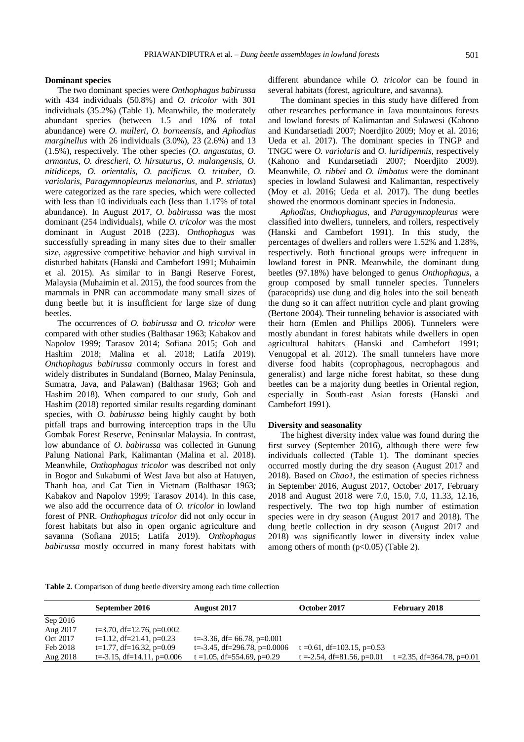### Dominant species

The two dominant species were *Onthophagus babirussa* with 434 individuals (50.8%) and *O. tricolor* with 301 individuals (35.2%) (Table 1). Meanwhile, the moderately abundant species (between 1.5 and 10% of total abundance) were *O. mulleri*, *O. borneensis*, and *Aphodius marginellus* with 26 individuals (3.0%), 23 (2.6%) and 13 (1.5%), respectively. The other species (*O. angustatus*, *O. armantus*, *O. drescheri*, *O. hirsuturus*, *O. malangensis*, *O. nitidiceps*, *O. orientalis*, *O. pacificus*. *O. trituber*, *O. variolaris*, *Paragymnopleurus melanarius*, and *P. striatus*) were categorized as the rare species, which were collected with less than 10 individuals each (less than 1.17% of total abundance). In August 2017, *O. babirussa* was the most dominant (254 individuals), while *O. tricolor* was the most dominant in August 2018 (223). *Onthophagus* was successfully spreading in many sites due to their smaller size, aggressive competitive behavior and high survival in disturbed habitats (Hanski and Cambefort 1991; Muhaimin et al. 2015). As similar to in Bangi Reserve Forest, Malaysia (Muhaimin et al. 2015), the food sources from the mammals in PNR can accommodate many small sizes of dung beetle but it is insufficient for large size of dung beetles.

The occurrences of *O. babirussa* and *O. tricolor* were compared with other studies (Balthasar 1963; Kabakov and Napolov 1999; Tarasov 2014; Sofiana 2015; Goh and Hashim 2018; Malina et al. 2018; Latifa 2019). *Onthophagus babirussa* commonly occurs in forest and widely distributes in Sundaland (Borneo, Malay Peninsula, Sumatra, Java, and Palawan) (Balthasar 1963; Goh and Hashim 2018). When compared to our study, Goh and Hashim (2018) reported similar results regarding dominant species, with *O. babirussa* being highly caught by both pitfall traps and burrowing interception traps in the Ulu Gombak Forest Reserve, Peninsular Malaysia. In contrast, low abundance of *O. babirussa* was collected in Gunung Palung National Park, Kalimantan (Malina et al. 2018). Meanwhile, *Onthophagus tricolor* was described not only in Bogor and Sukabumi of West Java but also at Hatuyen, Thanh hoa, and Cat Tien in Vietnam (Balthasar 1963; Kabakov and Napolov 1999; Tarasov 2014). In this case, we also add the occurrence data of *O. tricolor* in lowland forest of PNR. *Onthophagus tricolor* did not only occur in forest habitats but also in open organic agriculture and savanna (Sofiana 2015; Latifa 2019). *Onthophagus babirussa* mostly occurred in many forest habitats with different abundance while *O. tricolor* can be found in several habitats (forest, agriculture, and savanna).

The dominant species in this study have differed from other researches performance in Java mountainous forests and lowland forests of Kalimantan and Sulawesi (Kahono and Kundarsetiadi 2007; Noerdjito 2009; Moy et al. 2016; Ueda et al. 2017). The dominant species in TNGP and TNGC were *O. variolaris* and *O. luridipennis*, respectively (Kahono and Kundarsetiadi 2007; Noerdjito 2009). Meanwhile, *O. ribbei* and *O. limbatus* were the dominant species in lowland Sulawesi and Kalimantan, respectively (Moy et al. 2016; Ueda et al. 2017). The dung beetles showed the enormous dominant species in Indonesia.

*Aphodius*, *Onthophagus*, and *Paragymnopleurus* were classified into dwellers, tunnelers, and rollers, respectively (Hanski and Cambefort 1991). In this study, the percentages of dwellers and rollers were 1.52% and 1.28%, respectively. Both functional groups were infrequent in lowland forest in PNR. Meanwhile, the dominant dung beetles (97.18%) have belonged to genus *Onthophagus*, a group composed by small tunneler species. Tunnelers (paracoprids) use dung and dig holes into the soil beneath the dung so it can affect nutrition cycle and plant growing (Bertone 2004). Their tunneling behavior is associated with their horn (Emlen and Phillips 2006). Tunnelers were mostly abundant in forest habitats while dwellers in open agricultural habitats (Hanski and Cambefort 1991; Venugopal et al. 2012). The small tunnelers have more diverse food habits (coprophagous, necrophagous and generalist) and large niche forest habitat, so these dung beetles can be a majority dung beetles in Oriental region, especially in South-east Asian forests (Hanski and Cambefort 1991).

### Diversity and seasonality

The highest diversity index value was found during the first survey (September 2016), although there were few individuals collected (Table 1). The dominant species occurred mostly during the dry season (August 2017 and 2018). Based on *Chao1*, the estimation of species richness in September 2016, August 2017, October 2017, February 2018 and August 2018 were 7.0, 15.0, 7.0, 11.33, 12.16, respectively. The two top high number of estimation species were in dry season (August 2017 and 2018). The dung beetle collection in dry season (August 2017 and 2018) was significantly lower in diversity index value among others of month ($p<0.05$) (Table 2).

**Table 2.** Comparison of dung beetle diversity among each time collection

| | September 2016 | August 2017 | October 2017 | February 2018 |
|---|---|---|---|---|
| Sep 2016 | | | | |
| Aug 2017 | t=3.70, df=12.76, p=0.002 | | | |
| Oct 2017 | t=1.12, df=21.41, p=0.23 | t=-3.36, df= 66.78, p=0.001 | | |
| Feb 2018 | t=1.77, df=16.32, p=0.09 | t=-3.45, df=296.78, p=0.0006 | t =0.61, df=103.15, p=0.53 | |
| Aug 2018 | t=-3.15, df=14.11, p=0.006 | t =1.05, df=554.69, p=0.29 | t =-2.54, df=81.56, p=0.01 | t =2.35, df=364.78, p=0.01 |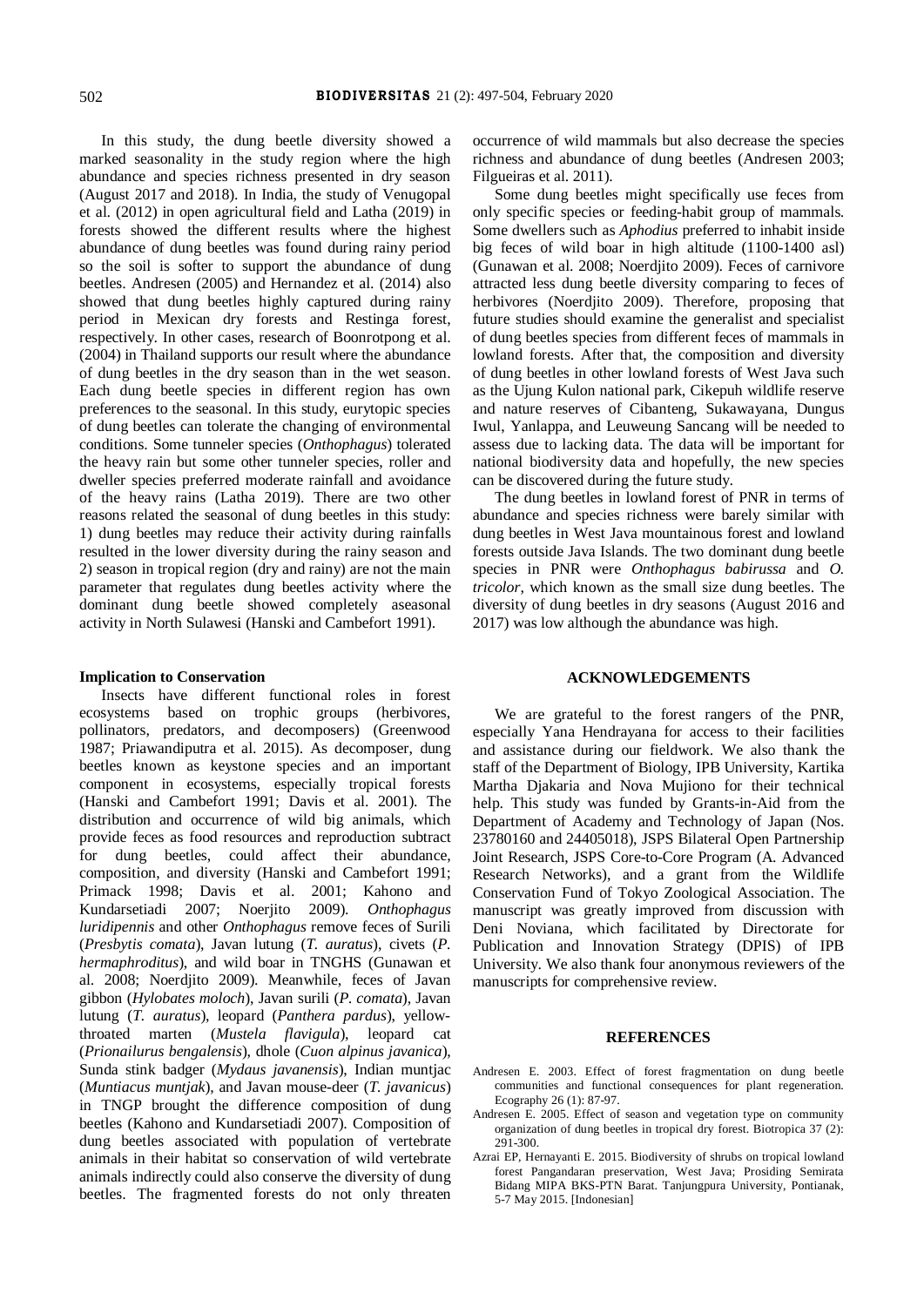In this study, the dung beetle diversity showed a marked seasonality in the study region where the high abundance and species richness presented in dry season (August 2017 and 2018). In India, the study of Venugopal et al. (2012) in open agricultural field and Latha (2019) in forests showed the different results where the highest abundance of dung beetles was found during rainy period so the soil is softer to support the abundance of dung beetles. Andresen (2005) and Hernandez et al. (2014) also showed that dung beetles highly captured during rainy period in Mexican dry forests and Restinga forest, respectively. In other cases, research of Boonrotpong et al. (2004) in Thailand supports our result where the abundance of dung beetles in the dry season than in the wet season. Each dung beetle species in different region has own preferences to the seasonal. In this study, eurytopic species of dung beetles can tolerate the changing of environmental conditions. Some tunneler species (*Onthophagus*) tolerated the heavy rain but some other tunneler species, roller and dweller species preferred moderate rainfall and avoidance of the heavy rains (Latha 2019). There are two other reasons related the seasonal of dung beetles in this study: 1) dung beetles may reduce their activity during rainfalls resulted in the lower diversity during the rainy season and 2) season in tropical region (dry and rainy) are not the main parameter that regulates dung beetles activity where the dominant dung beetle showed completely aseasonal activity in North Sulawesi (Hanski and Cambefort 1991).

**Implication to Conservation**

Insects have different functional roles in forest ecosystems based on trophic groups (herbivores, pollinators, predators, and decomposers) (Greenwood 1987; Priawandiputra et al. 2015). As decomposer, dung beetles known as keystone species and an important component in ecosystems, especially tropical forests (Hanski and Cambefort 1991; Davis et al. 2001). The distribution and occurrence of wild big animals, which provide feces as food resources and reproduction subtract for dung beetles, could affect their abundance, composition, and diversity (Hanski and Cambefort 1991; Primack 1998; Davis et al. 2001; Kahono and Kundarsetiadi 2007; Noerjito 2009). *Onthophagus luridipennis* and other *Onthophagus* remove feces of Surili (*Presbytis comata*), Javan lutung (*T. auratus*), civets (*P. hermaphroditus*), and wild boar in TNGHS (Gunawan et al. 2008; Noerdjito 2009). Meanwhile, feces of Javan gibbon (*Hylobates moloch*), Javan surili (*P. comata*), Javan lutung (*T. auratus*), leopard (*Panthera pardus*), yellow-throated marten (*Mustela flavigula*), leopard cat (*Prionailurus bengalensis*), dhole (*Cuon alpinus javanica*), Sunda stink badger (*Mydaus javanensis*), Indian muntjac (*Muntiacus muntjak*), and Javan mouse-deer (*T. javanicus*) in TNGP brought the difference composition of dung beetles (Kahono and Kundarsetiadi 2007). Composition of dung beetles associated with population of vertebrate animals in their habitat so conservation of wild vertebrate animals indirectly could also conserve the diversity of dung beetles. The fragmented forests do not only threaten occurrence of wild mammals but also decrease the species richness and abundance of dung beetles (Andresen 2003; Filgueiras et al. 2011).

Some dung beetles might specifically use feces from only specific species or feeding-habit group of mammals. Some dwellers such as *Aphodius* preferred to inhabit inside big feces of wild boar in high altitude (1100-1400 asl) (Gunawan et al. 2008; Noerdjito 2009). Feces of carnivore attracted less dung beetle diversity comparing to feces of herbivores (Noerdjito 2009). Therefore, proposing that future studies should examine the generalist and specialist of dung beetles species from different feces of mammals in lowland forests. After that, the composition and diversity of dung beetles in other lowland forests of West Java such as the Ujung Kulon national park, Cikepuh wildlife reserve and nature reserves of Cibanteng, Sukawayana, Dungus Iwul, Yanlappa, and Leuweung Sancang will be needed to assess due to lacking data. The data will be important for national biodiversity data and hopefully, the new species can be discovered during the future study.

The dung beetles in lowland forest of PNR in terms of abundance and species richness were barely similar with dung beetles in West Java mountainous forest and lowland forests outside Java Islands. The two dominant dung beetle species in PNR were *Onthophagus babirussa* and *O. tricolor*, which known as the small size dung beetles. The diversity of dung beetles in dry seasons (August 2016 and 2017) was low although the abundance was high.

## ACKNOWLEDGEMENTS

We are grateful to the forest rangers of the PNR, especially Yana Hendrayana for access to their facilities and assistance during our fieldwork. We also thank the staff of the Department of Biology, IPB University, Kartika Martha Djakaria and Nova Mujiono for their technical help. This study was funded by Grants-in-Aid from the Department of Academy and Technology of Japan (Nos. 23780160 and 24405018), JSPS Bilateral Open Partnership Joint Research, JSPS Core-to-Core Program (A. Advanced Research Networks), and a grant from the Wildlife Conservation Fund of Tokyo Zoological Association. The manuscript was greatly improved from discussion with Deni Noviana, which facilitated by Directorate for Publication and Innovation Strategy (DPIS) of IPB University. We also thank four anonymous reviewers of the manuscripts for comprehensive review.

## REFERENCES

Andresen E. 2003. Effect of forest fragmentation on dung beetle communities and functional consequences for plant regeneration. Ecography 26 (1): 87-97.

Andresen E. 2005. Effect of season and vegetation type on community organization of dung beetles in tropical dry forest. Biotropica 37 (2): 291-300.

Azrai EP, Hernayanti E. 2015. Biodiversity of shrubs on tropical lowland forest Pangandaran preservation, West Java; Prosiding Semirata Bidang MIPA BKS-PTN Barat. Tanjungpura University, Pontianak, 5-7 May 2015. [Indonesian]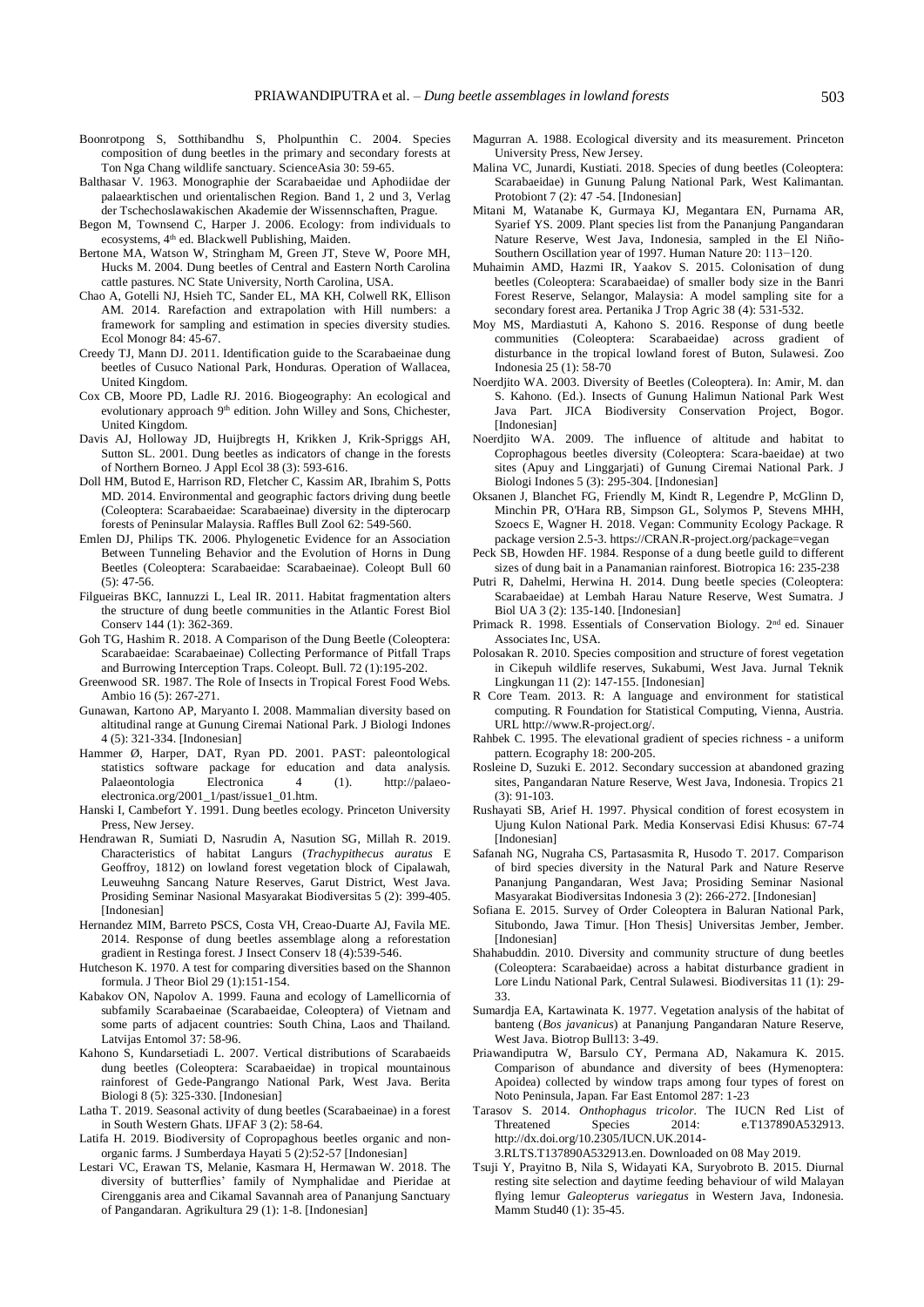Boonrotpong S, Sotthibandhu S, Pholpunthin C. 2004. Species composition of dung beetles in the primary and secondary forests at Ton Nga Chang wildlife sanctuary. ScienceAsia 30: 59-65.

Balthasar V. 1963. Monographie der Scarabaeidae und Aphodiidae der palaearktischen und orientalischen Region. Band 1, 2 und 3, Verlag der Tschechoslawakischen Akademie der Wissennschaften, Prague.

Begon M, Townsend C, Harper J. 2006. Ecology: from individuals to ecosystems, 4th ed. Blackwell Publishing, Maiden.

Bertone MA, Watson W, Stringham M, Green JT, Steve W, Poore MH, Hucks M. 2004. Dung beetles of Central and Eastern North Carolina cattle pastures. NC State University, North Carolina, USA.

Chao A, Gotelli NJ, Hsieh TC, Sander EL, MA KH, Colwell RK, Ellison AM. 2014. Rarefaction and extrapolation with Hill numbers: a framework for sampling and estimation in species diversity studies. Ecol Monogr 84: 45-67.

Creedy TJ, Mann DJ. 2011. Identification guide to the Scarabaeinae dung beetles of Cusuco National Park, Honduras. Operation of Wallacea, United Kingdom.

Cox CB, Moore PD, Ladle RJ. 2016. Biogeography: An ecological and evolutionary approach 9th edition. John Willey and Sons, Chichester, United Kingdom.

Davis AJ, Holloway JD, Huijbregts H, Krikken J, Krik-Spriggs AH, Sutton SL. 2001. Dung beetles as indicators of change in the forests of Northern Borneo. J Appl Ecol 38 (3): 593-616.

Doll HM, Butod E, Harrison RD, Fletcher C, Kassim AR, Ibrahim S, Potts MD. 2014. Environmental and geographic factors driving dung beetle (Coleoptera: Scarabaeidae: Scarabaeinae) diversity in the dipterocarp forests of Peninsular Malaysia. Raffles Bull Zool 62: 549-560.

Emlen DJ, Philips TK. 2006. Phylogenetic Evidence for an Association Between Tunneling Behavior and the Evolution of Horns in Dung Beetles (Coleoptera: Scarabaeidae: Scarabaeinae). Coleopt Bull 60 (5): 47-56.

Filgueiras BKC, Iannuzzi L, Leal IR. 2011. Habitat fragmentation alters the structure of dung beetle communities in the Atlantic Forest Biol Conserv 144 (1): 362-369.

Goh TG, Hashim R. 2018. A Comparison of the Dung Beetle (Coleoptera: Scarabaeidae: Scarabaeinae) Collecting Performance of Pitfall Traps and Burrowing Interception Traps. Coleopt. Bull. 72 (1):195-202.

Greenwood SR. 1987. The Role of Insects in Tropical Forest Food Webs. Ambio 16 (5): 267-271.

Gunawan, Kartono AP, Maryanto I. 2008. Mammalian diversity based on altitudinal range at Gunung Ciremai National Park. J Biologi Indones 4 (5): 321-334. [Indonesian]

Hammer Ø, Harper, DAT, Ryan PD. 2001. PAST: paleontological statistics software package for education and data analysis. Palaeontologia Electronica 4 (1). http://palaeo-electronica.org/2001_1/past/issue1_01.htm.

Hanski I, Cambefort Y. 1991. Dung beetles ecology. Princeton University Press, New Jersey.

Hendrawan R, Sumiati D, Nasrudin A, Nasution SG, Millah R. 2019. Characteristics of habitat Langurs (*Trachypithecus auratus* E Geoffroy, 1812) on lowland forest vegetation block of Cipalawah, Leuweuhng Sancang Nature Reserves, Garut District, West Java. Prosiding Seminar Nasional Masyarakat Biodiversitas 5 (2): 399-405. [Indonesian]

Hernandez MIM, Barreto PSCS, Costa VH, Creao-Duarte AJ, Favila ME. 2014. Response of dung beetles assemblage along a reforestation gradient in Restinga forest. J Insect Conserv 18 (4):539-546.

Hutcheson K. 1970. A test for comparing diversities based on the Shannon formula. J Theor Biol 29 (1):151-154.

Kabakov ON, Napolov A. 1999. Fauna and ecology of Lamellicornia of subfamily Scarabaeinae (Scarabaeidae, Coleoptera) of Vietnam and some parts of adjacent countries: South China, Laos and Thailand. Latvijas Entomol 37: 58-96.

Kahono S, Kundarsetiadi L. 2007. Vertical distributions of Scarabaeids dung beetles (Coleoptera: Scarabaeidae) in tropical mountainous rainforest of Gede-Pangrango National Park, West Java. Berita Biologi 8 (5): 325-330. [Indonesian]

Latha T. 2019. Seasonal activity of dung beetles (Scarabaeinae) in a forest in South Western Ghats. IJFAF 3 (2): 58-64.

Latifa H. 2019. Biodiversity of Copropaghous beetles organic and non-organic farms. J Sumberdaya Hayati 5 (2):52-57 [Indonesian]

Lestari VC, Erawan TS, Melanie, Kasmara H, Hermawan W. 2018. The diversity of butterflies' family of Nymphalidae and Pieridae at Cirengganis area and Cikamal Savannah area of Pananjung Sanctuary of Pangandaran. Agrikultura 29 (1): 1-8. [Indonesian]

Magurran A. 1988. Ecological diversity and its measurement. Princeton University Press, New Jersey.

Malina VC, Junardi, Kustiati. 2018. Species of dung beetles (Coleoptera: Scarabaeidae) in Gunung Palung National Park, West Kalimantan. Protobiont 7 (2): 47 -54. [Indonesian]

Mitani M, Watanabe K, Gurmaya KJ, Megantara EN, Purnama AR, Syarief YS. 2009. Plant species list from the Pananjung Pangandaran Nature Reserve, West Java, Indonesia, sampled in the El Niño-Southern Oscillation year of 1997. Human Nature 20: 113−120.

Muhaimin AMD, Hazmi IR, Yaakov S. 2015. Colonisation of dung beetles (Coleoptera: Scarabaeidae) of smaller body size in the Banri Forest Reserve, Selangor, Malaysia: A model sampling site for a secondary forest area. Pertanika J Trop Agric 38 (4): 531-532.

Moy MS, Mardiastuti A, Kahono S. 2016. Response of dung beetle communities (Coleoptera: Scarabaeidae) across gradient of disturbance in the tropical lowland forest of Buton, Sulawesi. Zoo Indonesia 25 (1): 58-70

Noerdjito WA. 2003. Diversity of Beetles (Coleoptera). In: Amir, M. dan S. Kahono. (Ed.). Insects of Gunung Halimun National Park West Java Part. JICA Biodiversity Conservation Project, Bogor. [Indonesian]

Noerdjito WA. 2009. The influence of altitude and habitat to Coprophagous beetles diversity (Coleoptera: Scara-baeidae) at two sites (Apuy and Linggarjati) of Gunung Ciremai National Park. J Biologi Indones 5 (3): 295-304. [Indonesian]

Oksanen J, Blanchet FG, Friendly M, Kindt R, Legendre P, McGlinn D, Minchin PR, O'Hara RB, Simpson GL, Solymos P, Stevens MHH, Szoecs E, Wagner H. 2018. Vegan: Community Ecology Package. R package version 2.5-3. https://CRAN.R-project.org/package=vegan

Peck SB, Howden HF. 1984. Response of a dung beetle guild to different sizes of dung bait in a Panamanian rainforest. Biotropica 16: 235-238

Putri R, Dahelmi, Herwina H. 2014. Dung beetle species (Coleoptera: Scarabaeidae) at Lembah Harau Nature Reserve, West Sumatra. J Biol UA 3 (2): 135-140. [Indonesian]

Primack R. 1998. Essentials of Conservation Biology. 2nd ed. Sinauer Associates Inc, USA.

Polosakan R. 2010. Species composition and structure of forest vegetation in Cikepuh wildlife reserves, Sukabumi, West Java. Jurnal Teknik Lingkungan 11 (2): 147-155. [Indonesian]

R Core Team. 2013. R: A language and environment for statistical computing. R Foundation for Statistical Computing, Vienna, Austria. URL http://www.R-project.org/.

Rahbek C. 1995. The elevational gradient of species richness - a uniform pattern. Ecography 18: 200-205.

Rosleine D, Suzuki E. 2012. Secondary succession at abandoned grazing sites, Pangandaran Nature Reserve, West Java, Indonesia. Tropics 21 (3): 91-103.

Rushayati SB, Arief H. 1997. Physical condition of forest ecosystem in Ujung Kulon National Park. Media Konservasi Edisi Khusus: 67-74 [Indonesian]

Safanah NG, Nugraha CS, Partasasmita R, Husodo T. 2017. Comparison of bird species diversity in the Natural Park and Nature Reserve Pananjung Pangandaran, West Java; Prosiding Seminar Nasional Masyarakat Biodiversitas Indonesia 3 (2): 266-272. [Indonesian]

Sofiana E. 2015. Survey of Order Coleoptera in Baluran National Park, Situbondo, Jawa Timur. [Hon Thesis] Universitas Jember, Jember. [Indonesian]

Shahabuddin. 2010. Diversity and community structure of dung beetles (Coleoptera: Scarabaeidae) across a habitat disturbance gradient in Lore Lindu National Park, Central Sulawesi. Biodiversitas 11 (1): 29-33.

Sumardja EA, Kartawinata K. 1977. Vegetation analysis of the habitat of banteng (*Bos javanicus*) at Pananjung Pangandaran Nature Reserve, West Java. Biotrop Bull13: 3-49.

Priawandiputra W, Barsulo CY, Permana AD, Nakamura K. 2015. Comparison of abundance and diversity of bees (Hymenoptera: Apoidea) collected by window traps among four types of forest on Noto Peninsula, Japan. Far East Entomol 287: 1-23

Tarasov S. 2014. *Onthophagus tricolor*. The IUCN Red List of Threatened Species 2014: e.T137890A532913. http://dx.doi.org/10.2305/IUCN.UK.2014-3.RLTS.T137890A532913.en. Downloaded on 08 May 2019.

Tsuji Y, Prayitno B, Nila S, Widayati KA, Suryobroto B. 2015. Diurnal resting site selection and daytime feeding behaviour of wild Malayan flying lemur *Galeopterus variegatus* in Western Java, Indonesia. Mamm Stud40 (1): 35-45.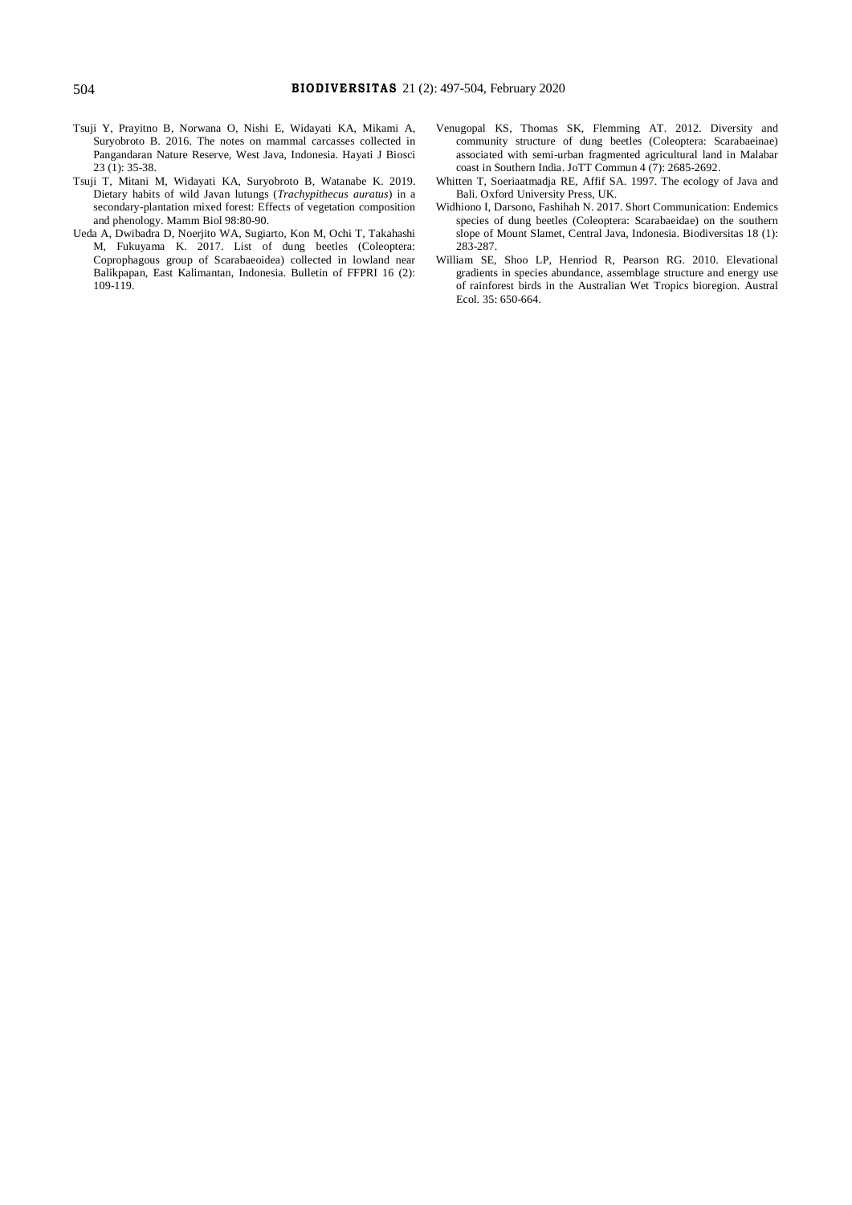Tsuji Y, Prayitno B, Norwana O, Nishi E, Widayati KA, Mikami A, Suryobroto B. 2016. The notes on mammal carcasses collected in Pangandaran Nature Reserve, West Java, Indonesia. Hayati J Biosci 23 (1): 35-38.

Tsuji T, Mitani M, Widayati KA, Suryobroto B, Watanabe K. 2019. Dietary habits of wild Javan lutungs (*Trachypithecus auratus*) in a secondary-plantation mixed forest: Effects of vegetation composition and phenology. Mamm Biol 98:80-90.

Ueda A, Dwibadra D, Noerjito WA, Sugiarto, Kon M, Ochi T, Takahashi M, Fukuyama K. 2017. List of dung beetles (Coleoptera: Coprophagous group of Scarabaeoidea) collected in lowland near Balikpapan, East Kalimantan, Indonesia. Bulletin of FFPRI 16 (2): 109-119.

Venugopal KS, Thomas SK, Flemming AT. 2012. Diversity and community structure of dung beetles (Coleoptera: Scarabaeinae) associated with semi-urban fragmented agricultural land in Malabar coast in Southern India. JoTT Commun 4 (7): 2685-2692.

Whitten T, Soeriaatmadja RE, Affif SA. 1997. The ecology of Java and Bali. Oxford University Press, UK.

Widhiono I, Darsono, Fashihah N. 2017. Short Communication: Endemics species of dung beetles (Coleoptera: Scarabaeidae) on the southern slope of Mount Slamet, Central Java, Indonesia. Biodiversitas 18 (1): 283-287.

William SE, Shoo LP, Henriod R, Pearson RG. 2010. Elevational gradients in species abundance, assemblage structure and energy use of rainforest birds in the Australian Wet Tropics bioregion. Austral Ecol. 35: 650-664.